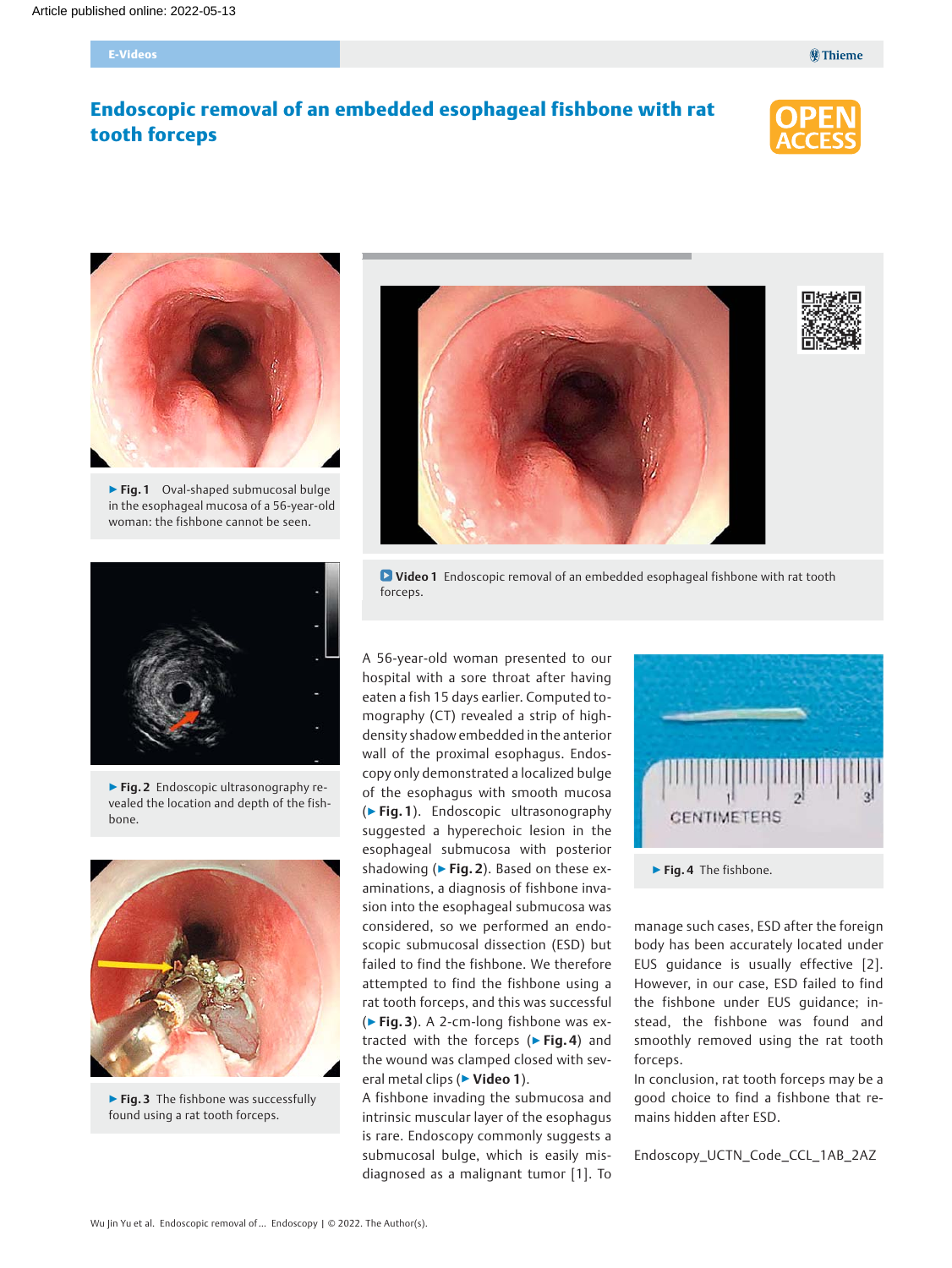Article published online: 2022-05-13

E-Videos

# Endoscopic removal of an embedded esophageal fishbone with rat tooth forceps

▶ **Fig. 1** Oval-shaped submucosal bulge in the esophageal mucosa of a 56-year-old woman: the fishbone cannot be seen.

▶ **Fig. 2** Endoscopic ultrasonography revealed the location and depth of the fishbone.

▶ **Fig. 3** The fishbone was successfully found using a rat tooth forceps.

**Video 1** Endoscopic removal of an embedded esophageal fishbone with rat tooth forceps.

A 56-year-old woman presented to our hospital with a sore throat after having eaten a fish 15 days earlier. Computed tomography (CT) revealed a strip of high-density shadow embedded in the anterior wall of the proximal esophagus. Endoscopy only demonstrated a localized bulge of the esophagus with smooth mucosa (▶ **Fig. 1**). Endoscopic ultrasonography suggested a hyperechoic lesion in the esophageal submucosa with posterior shadowing (▶ **Fig. 2**). Based on these examinations, a diagnosis of fishbone invasion into the esophageal submucosa was considered, so we performed an endoscopic submucosal dissection (ESD) but failed to find the fishbone. We therefore attempted to find the fishbone using a rat tooth forceps, and this was successful (▶ **Fig. 3**). A 2-cm-long fishbone was extracted with the forceps (▶ **Fig. 4**) and the wound was clamped closed with several metal clips (▶ **Video 1**).

A fishbone invading the submucosa and intrinsic muscular layer of the esophagus is rare. Endoscopy commonly suggests a submucosal bulge, which is easily misdiagnosed as a malignant tumor [1]. To manage such cases, ESD after the foreign body has been accurately located under EUS guidance is usually effective [2]. However, in our case, ESD failed to find the fishbone under EUS guidance; instead, the fishbone was found and smoothly removed using the rat tooth forceps.

In conclusion, rat tooth forceps may be a good choice to find a fishbone that remains hidden after ESD.

▶ **Fig. 4** The fishbone.

Endoscopy_UCTN_Code_CCL_1AB_2AZ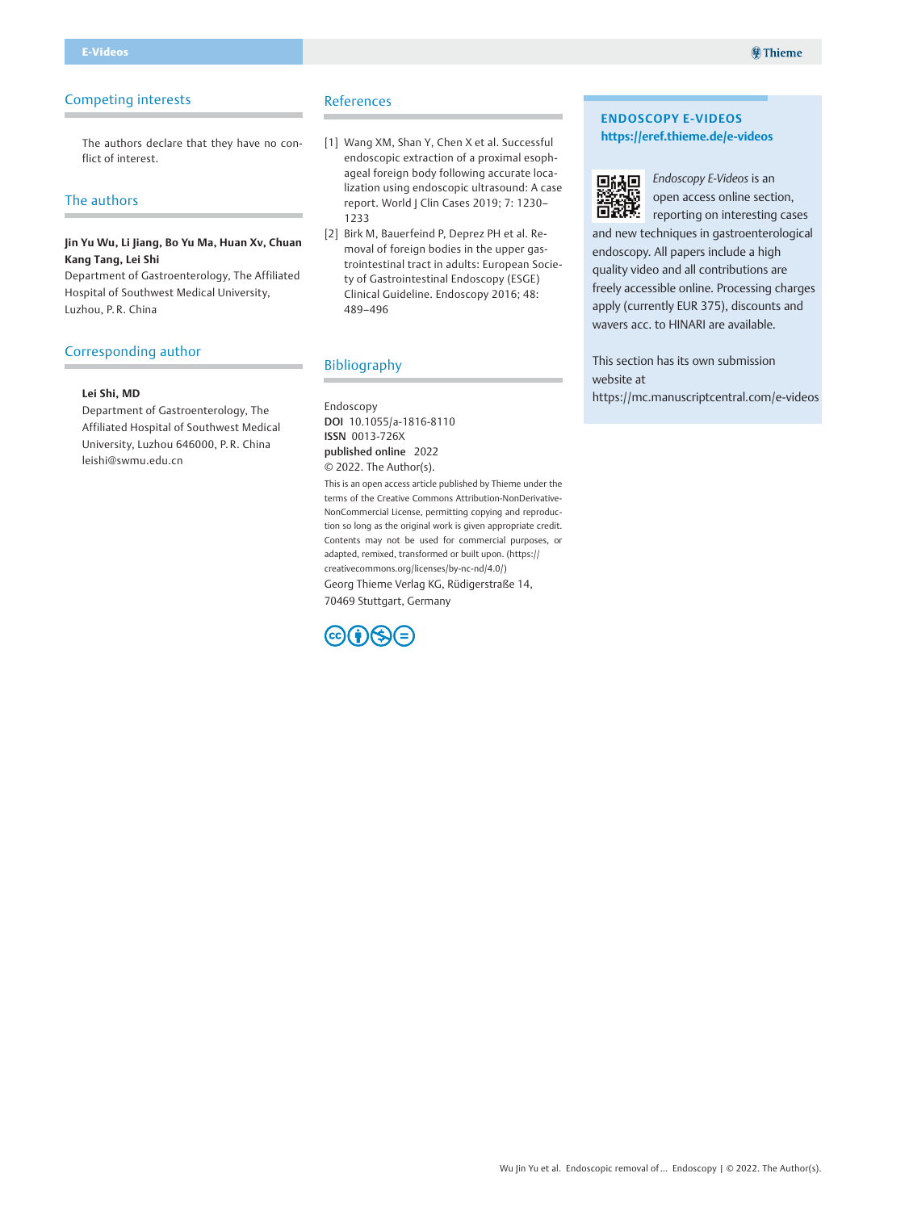## Competing interests

The authors declare that they have no conflict of interest.

## The authors

**Jin Yu Wu, Li Jiang, Bo Yu Ma, Huan Xv, Chuan Kang Tang, Lei Shi**
Department of Gastroenterology, The Affiliated Hospital of Southwest Medical University, Luzhou, P. R. China

## Corresponding author

**Lei Shi, MD**
Department of Gastroenterology, The Affiliated Hospital of Southwest Medical University, Luzhou 646000, P. R. China
leishi@swmu.edu.cn

## References

[1] Wang XM, Shan Y, Chen X et al. Successful endoscopic extraction of a proximal esophageal foreign body following accurate localization using endoscopic ultrasound: A case report. World J Clin Cases 2019; 7: 1230–1233

[2] Birk M, Bauerfeind P, Deprez PH et al. Removal of foreign bodies in the upper gastrointestinal tract in adults: European Society of Gastrointestinal Endoscopy (ESGE) Clinical Guideline. Endoscopy 2016; 48: 489–496

## Bibliography

Endoscopy
**DOI** 10.1055/a-1816-8110
**ISSN** 0013-726X
**published online** 2022
© 2022. The Author(s).

This is an open access article published by Thieme under the terms of the Creative Commons Attribution-NonDerivative-NonCommercial License, permitting copying and reproduction so long as the original work is given appropriate credit. Contents may not be used for commercial purposes, or adapted, remixed, transformed or built upon. (https://creativecommons.org/licenses/by-nc-nd/4.0/)

Georg Thieme Verlag KG, Rüdigerstraße 14, 70469 Stuttgart, Germany

## ENDOSCOPY E-VIDEOS

**https://eref.thieme.de/e-videos**

*Endoscopy E-Videos* is an open access online section, reporting on interesting cases and new techniques in gastroenterological endoscopy. All papers include a high quality video and all contributions are freely accessible online. Processing charges apply (currently EUR 375), discounts and wavers acc. to HINARI are available.

This section has its own submission website at https://mc.manuscriptcentral.com/e-videos